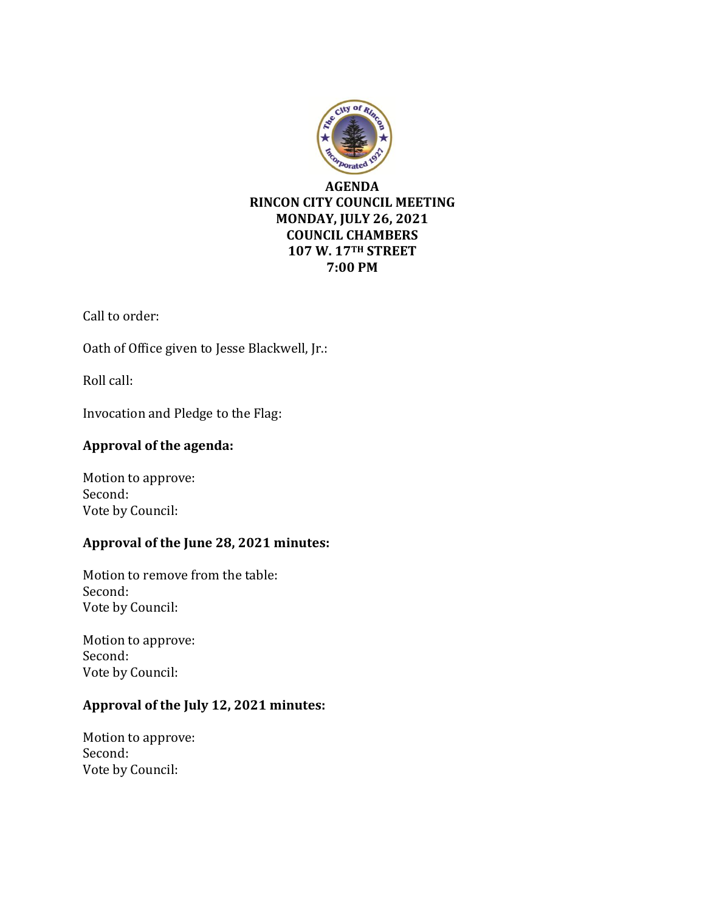# AGENDA
## RINCON CITY COUNCIL MEETING
## MONDAY, JULY 26, 2021
## COUNCIL CHAMBERS
## 107 W. 17TH STREET
## 7:00 PM

Call to order:

Oath of Office given to Jesse Blackwell, Jr.:

Roll call:

Invocation and Pledge to the Flag:

**Approval of the agenda:**

Motion to approve:
Second:
Vote by Council:

**Approval of the June 28, 2021 minutes:**

Motion to remove from the table:
Second:
Vote by Council:

Motion to approve:
Second:
Vote by Council:

**Approval of the July 12, 2021 minutes:**

Motion to approve:
Second:
Vote by Council: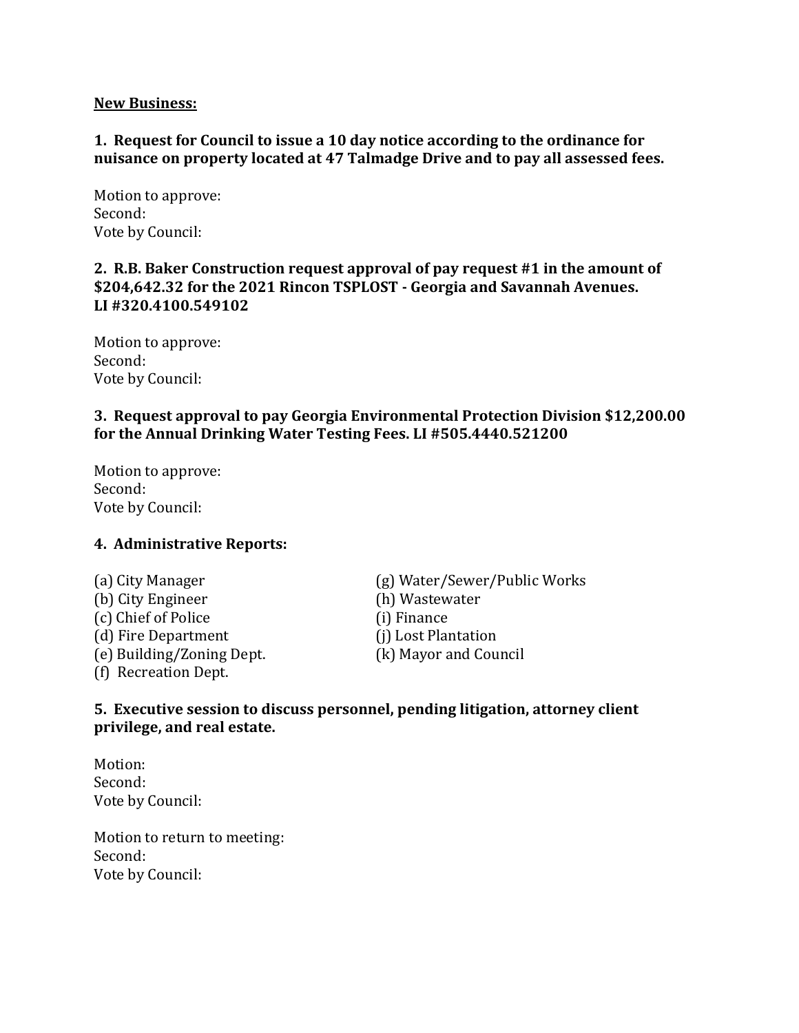**New Business:**

**1. Request for Council to issue a 10 day notice according to the ordinance for nuisance on property located at 47 Talmadge Drive and to pay all assessed fees.**

Motion to approve:
Second:
Vote by Council:

**2. R.B. Baker Construction request approval of pay request #1 in the amount of $204,642.32 for the 2021 Rincon TSPLOST - Georgia and Savannah Avenues. LI #320.4100.549102**

Motion to approve:
Second:
Vote by Council:

**3. Request approval to pay Georgia Environmental Protection Division $12,200.00 for the Annual Drinking Water Testing Fees. LI #505.4440.521200**

Motion to approve:
Second:
Vote by Council:

**4. Administrative Reports:**

(a) City Manager
(b) City Engineer
(c) Chief of Police
(d) Fire Department
(e) Building/Zoning Dept.
(f) Recreation Dept.
(g) Water/Sewer/Public Works
(h) Wastewater
(i) Finance
(j) Lost Plantation
(k) Mayor and Council

**5. Executive session to discuss personnel, pending litigation, attorney client privilege, and real estate.**

Motion:
Second:
Vote by Council:

Motion to return to meeting:
Second:
Vote by Council: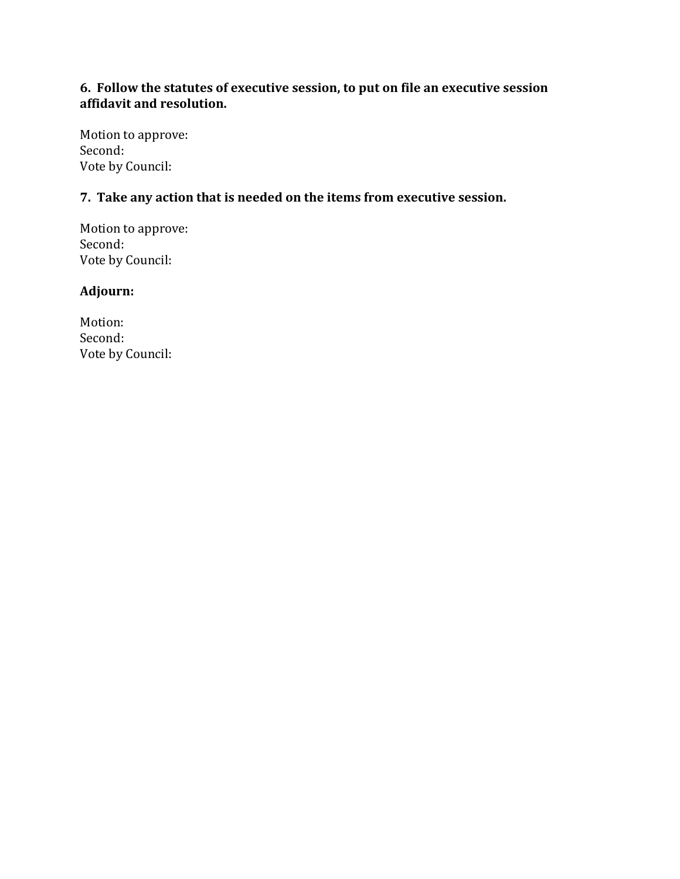**6. Follow the statutes of executive session, to put on file an executive session affidavit and resolution.**

Motion to approve:
Second:
Vote by Council:

**7. Take any action that is needed on the items from executive session.**

Motion to approve:
Second:
Vote by Council:

**Adjourn:**

Motion:
Second:
Vote by Council: